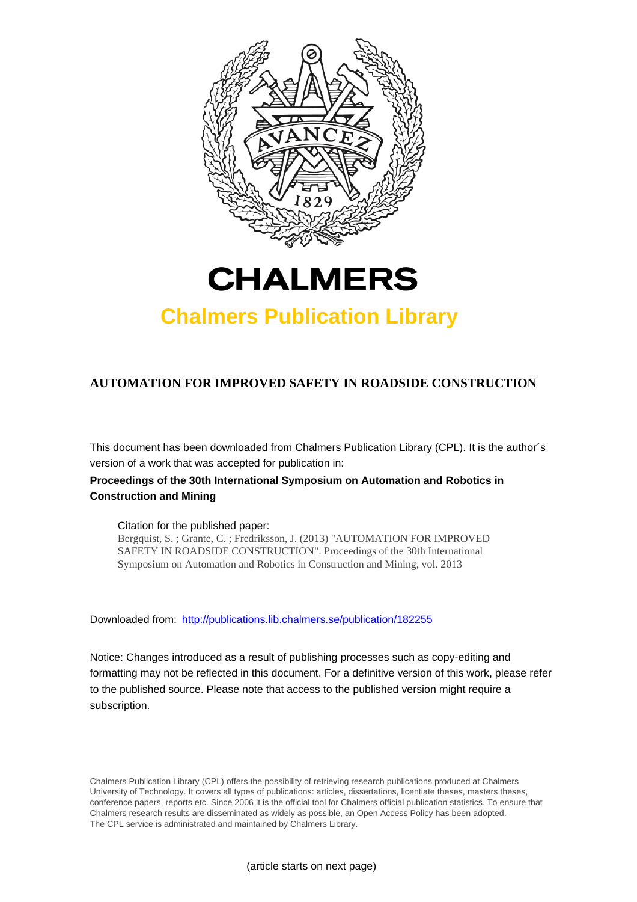# CHALMERS

## Chalmers Publication Library

**AUTOMATION FOR IMPROVED SAFETY IN ROADSIDE CONSTRUCTION**

This document has been downloaded from Chalmers Publication Library (CPL). It is the author´s version of a work that was accepted for publication in:

**Proceedings of the 30th International Symposium on Automation and Robotics in Construction and Mining**

Citation for the published paper:
Bergquist, S. ; Grante, C. ; Fredriksson, J. (2013) "AUTOMATION FOR IMPROVED SAFETY IN ROADSIDE CONSTRUCTION". Proceedings of the 30th International Symposium on Automation and Robotics in Construction and Mining, vol. 2013

Downloaded from: http://publications.lib.chalmers.se/publication/182255

Notice: Changes introduced as a result of publishing processes such as copy-editing and formatting may not be reflected in this document. For a definitive version of this work, please refer to the published source. Please note that access to the published version might require a subscription.

Chalmers Publication Library (CPL) offers the possibility of retrieving research publications produced at Chalmers University of Technology. It covers all types of publications: articles, dissertations, licentiate theses, masters theses, conference papers, reports etc. Since 2006 it is the official tool for Chalmers official publication statistics. To ensure that Chalmers research results are disseminated as widely as possible, an Open Access Policy has been adopted. The CPL service is administrated and maintained by Chalmers Library.

(article starts on next page)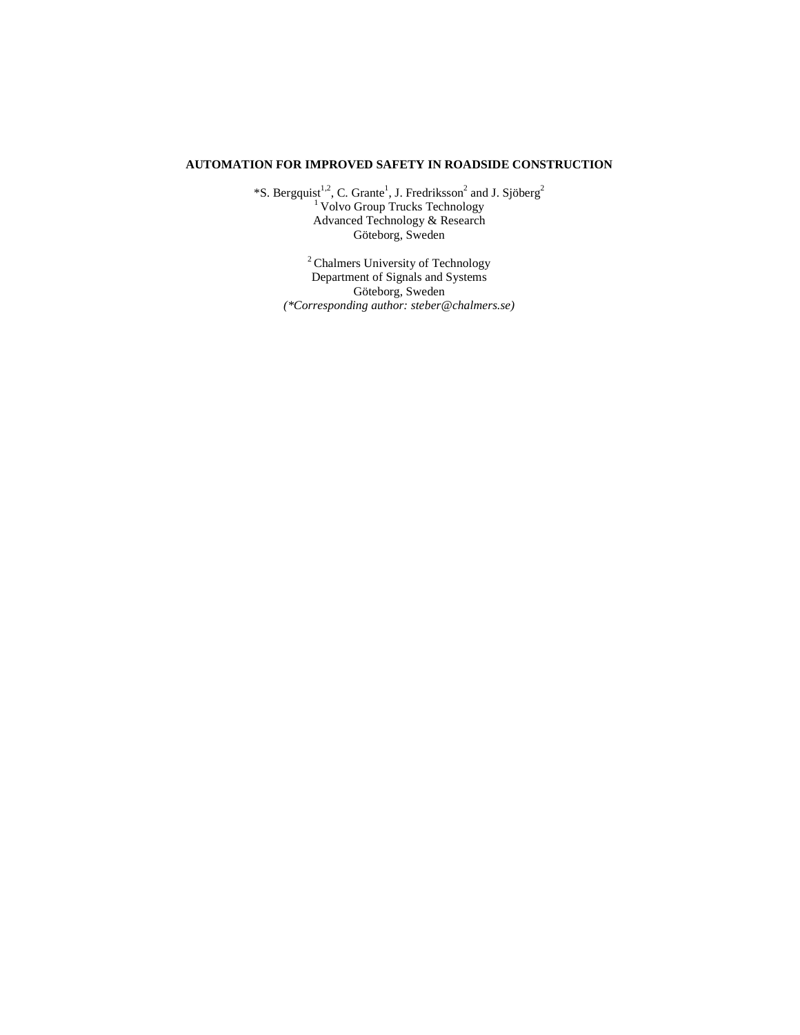**AUTOMATION FOR IMPROVED SAFETY IN ROADSIDE CONSTRUCTION**

*S. Bergquist[1,2], C. Grante[1], J. Fredriksson[2] and J. Sjöberg[2]

[1] Volvo Group Trucks Technology
Advanced Technology & Research
Göteborg, Sweden

[2] Chalmers University of Technology
Department of Signals and Systems
Göteborg, Sweden

*(*Corresponding author: steber@chalmers.se)*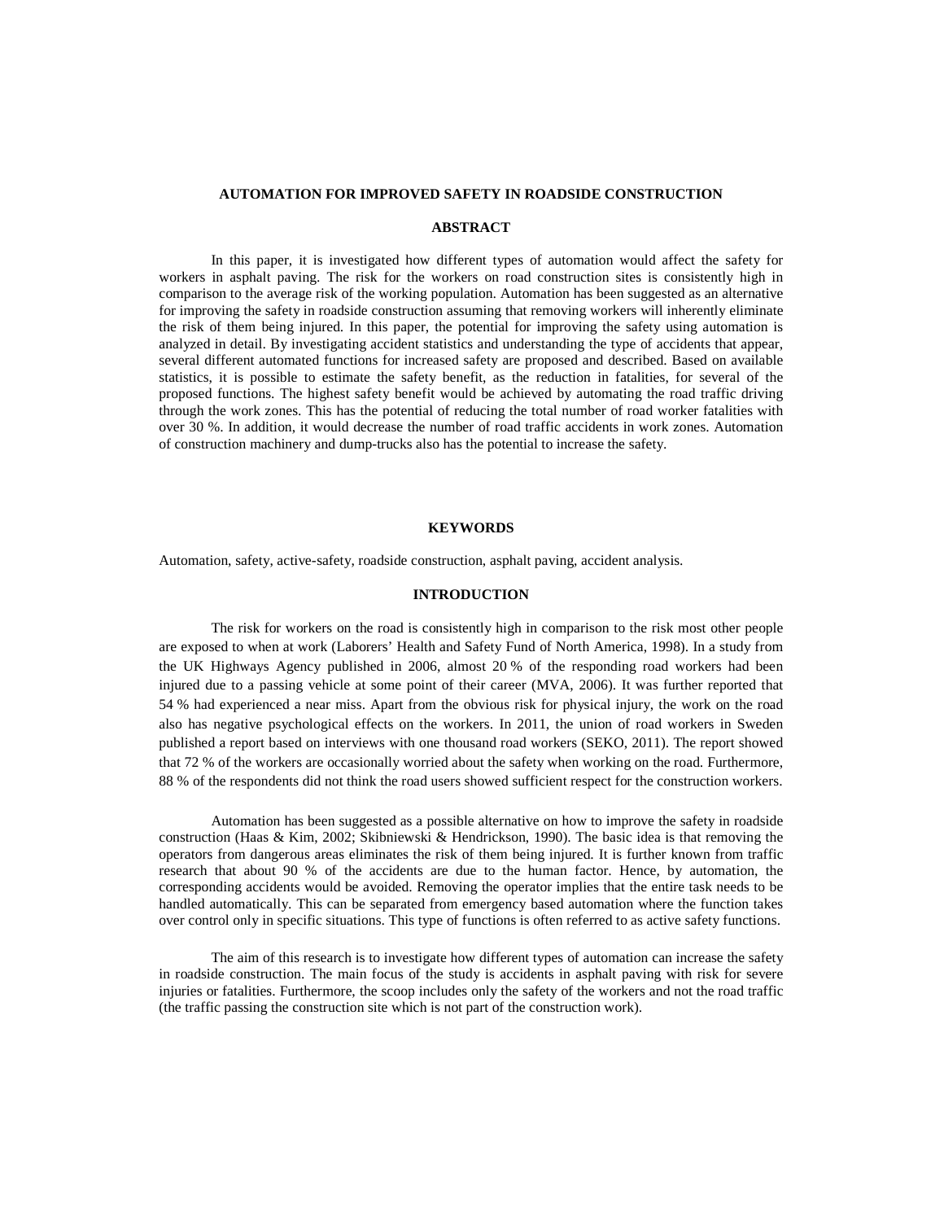# AUTOMATION FOR IMPROVED SAFETY IN ROADSIDE CONSTRUCTION

## ABSTRACT

In this paper, it is investigated how different types of automation would affect the safety for workers in asphalt paving. The risk for the workers on road construction sites is consistently high in comparison to the average risk of the working population. Automation has been suggested as an alternative for improving the safety in roadside construction assuming that removing workers will inherently eliminate the risk of them being injured. In this paper, the potential for improving the safety using automation is analyzed in detail. By investigating accident statistics and understanding the type of accidents that appear, several different automated functions for increased safety are proposed and described. Based on available statistics, it is possible to estimate the safety benefit, as the reduction in fatalities, for several of the proposed functions. The highest safety benefit would be achieved by automating the road traffic driving through the work zones. This has the potential of reducing the total number of road worker fatalities with over 30 %. In addition, it would decrease the number of road traffic accidents in work zones. Automation of construction machinery and dump-trucks also has the potential to increase the safety.

## KEYWORDS

Automation, safety, active-safety, roadside construction, asphalt paving, accident analysis.

## INTRODUCTION

The risk for workers on the road is consistently high in comparison to the risk most other people are exposed to when at work (Laborers' Health and Safety Fund of North America, 1998). In a study from the UK Highways Agency published in 2006, almost 20 % of the responding road workers had been injured due to a passing vehicle at some point of their career (MVA, 2006). It was further reported that 54 % had experienced a near miss. Apart from the obvious risk for physical injury, the work on the road also has negative psychological effects on the workers. In 2011, the union of road workers in Sweden published a report based on interviews with one thousand road workers (SEKO, 2011). The report showed that 72 % of the workers are occasionally worried about the safety when working on the road. Furthermore, 88 % of the respondents did not think the road users showed sufficient respect for the construction workers.

Automation has been suggested as a possible alternative on how to improve the safety in roadside construction (Haas & Kim, 2002; Skibniewski & Hendrickson, 1990). The basic idea is that removing the operators from dangerous areas eliminates the risk of them being injured. It is further known from traffic research that about 90 % of the accidents are due to the human factor. Hence, by automation, the corresponding accidents would be avoided. Removing the operator implies that the entire task needs to be handled automatically. This can be separated from emergency based automation where the function takes over control only in specific situations. This type of functions is often referred to as active safety functions.

The aim of this research is to investigate how different types of automation can increase the safety in roadside construction. The main focus of the study is accidents in asphalt paving with risk for severe injuries or fatalities. Furthermore, the scoop includes only the safety of the workers and not the road traffic (the traffic passing the construction site which is not part of the construction work).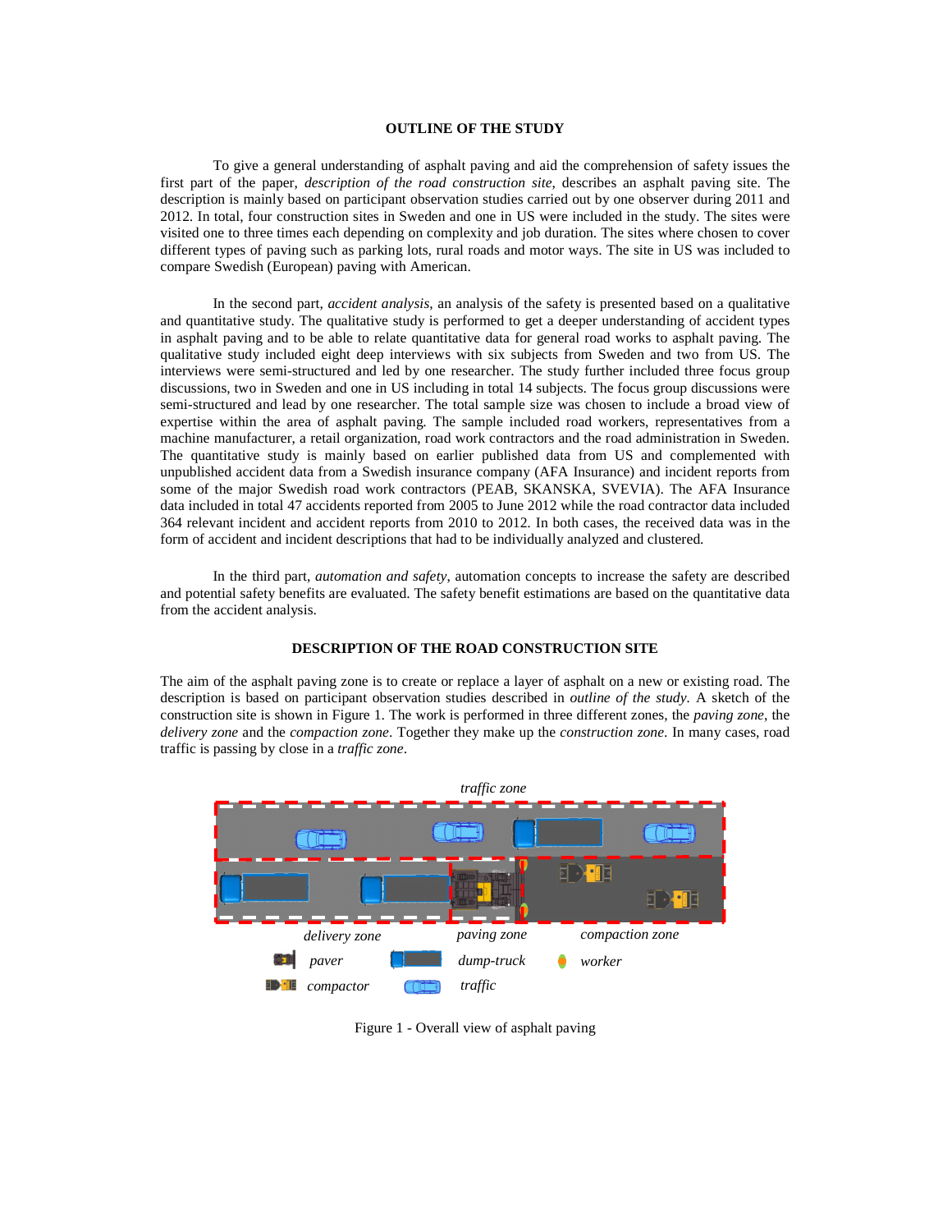## OUTLINE OF THE STUDY

To give a general understanding of asphalt paving and aid the comprehension of safety issues the first part of the paper, *description of the road construction site*, describes an asphalt paving site. The description is mainly based on participant observation studies carried out by one observer during 2011 and 2012. In total, four construction sites in Sweden and one in US were included in the study. The sites were visited one to three times each depending on complexity and job duration. The sites where chosen to cover different types of paving such as parking lots, rural roads and motor ways. The site in US was included to compare Swedish (European) paving with American.

In the second part, *accident analysis*, an analysis of the safety is presented based on a qualitative and quantitative study. The qualitative study is performed to get a deeper understanding of accident types in asphalt paving and to be able to relate quantitative data for general road works to asphalt paving. The qualitative study included eight deep interviews with six subjects from Sweden and two from US. The interviews were semi-structured and led by one researcher. The study further included three focus group discussions, two in Sweden and one in US including in total 14 subjects. The focus group discussions were semi-structured and lead by one researcher. The total sample size was chosen to include a broad view of expertise within the area of asphalt paving. The sample included road workers, representatives from a machine manufacturer, a retail organization, road work contractors and the road administration in Sweden. The quantitative study is mainly based on earlier published data from US and complemented with unpublished accident data from a Swedish insurance company (AFA Insurance) and incident reports from some of the major Swedish road work contractors (PEAB, SKANSKA, SVEVIA). The AFA Insurance data included in total 47 accidents reported from 2005 to June 2012 while the road contractor data included 364 relevant incident and accident reports from 2010 to 2012. In both cases, the received data was in the form of accident and incident descriptions that had to be individually analyzed and clustered.

In the third part, *automation and safety*, automation concepts to increase the safety are described and potential safety benefits are evaluated. The safety benefit estimations are based on the quantitative data from the accident analysis.

## DESCRIPTION OF THE ROAD CONSTRUCTION SITE

The aim of the asphalt paving zone is to create or replace a layer of asphalt on a new or existing road. The description is based on participant observation studies described in *outline of the study*. A sketch of the construction site is shown in Figure 1. The work is performed in three different zones, the *paving zone*, the *delivery zone* and the *compaction zone*. Together they make up the *construction zone*. In many cases, road traffic is passing by close in a *traffic zone*.

Figure 1 - Overall view of asphalt paving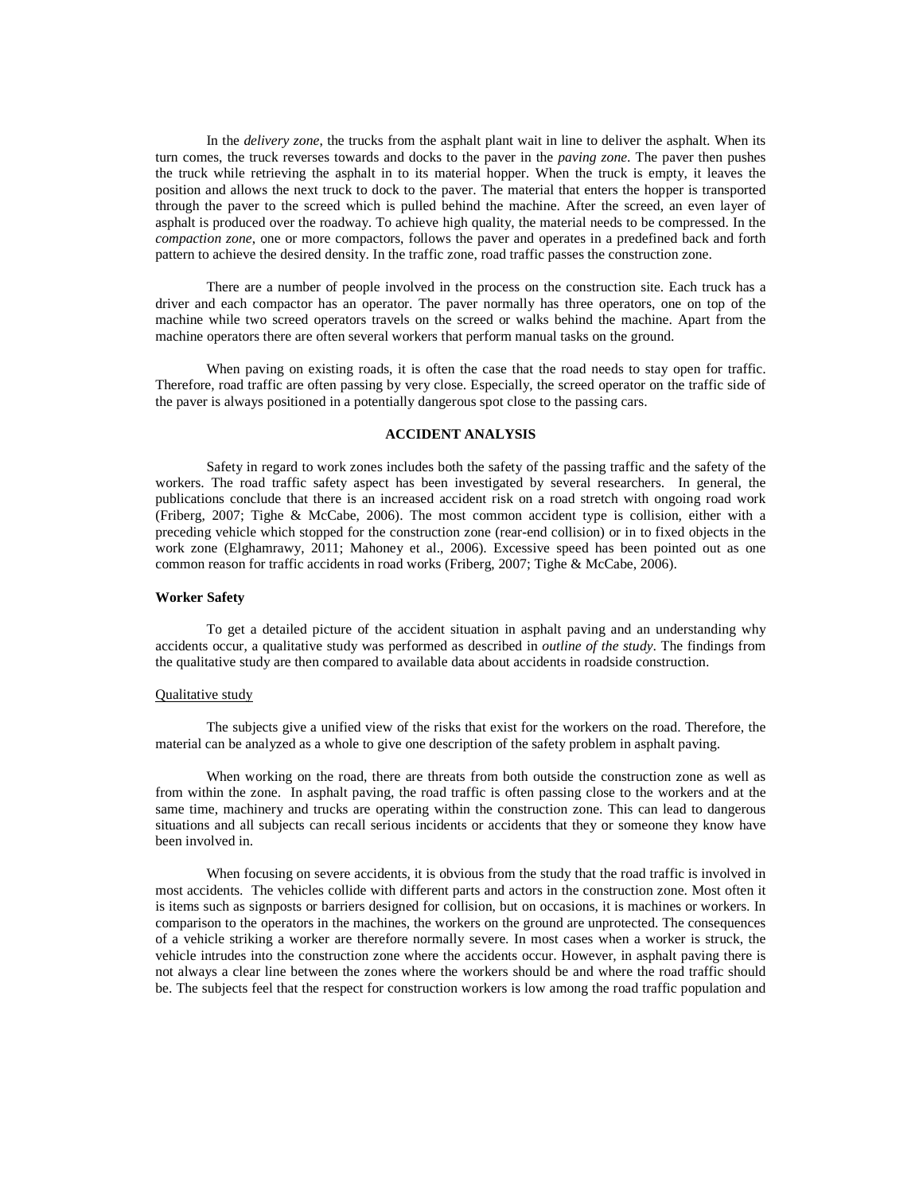In the *delivery zone*, the trucks from the asphalt plant wait in line to deliver the asphalt. When its turn comes, the truck reverses towards and docks to the paver in the *paving zone*. The paver then pushes the truck while retrieving the asphalt in to its material hopper. When the truck is empty, it leaves the position and allows the next truck to dock to the paver. The material that enters the hopper is transported through the paver to the screed which is pulled behind the machine. After the screed, an even layer of asphalt is produced over the roadway. To achieve high quality, the material needs to be compressed. In the *compaction zone*, one or more compactors, follows the paver and operates in a predefined back and forth pattern to achieve the desired density. In the traffic zone, road traffic passes the construction zone.

There are a number of people involved in the process on the construction site. Each truck has a driver and each compactor has an operator. The paver normally has three operators, one on top of the machine while two screed operators travels on the screed or walks behind the machine. Apart from the machine operators there are often several workers that perform manual tasks on the ground.

When paving on existing roads, it is often the case that the road needs to stay open for traffic. Therefore, road traffic are often passing by very close. Especially, the screed operator on the traffic side of the paver is always positioned in a potentially dangerous spot close to the passing cars.

## ACCIDENT ANALYSIS

Safety in regard to work zones includes both the safety of the passing traffic and the safety of the workers. The road traffic safety aspect has been investigated by several researchers. In general, the publications conclude that there is an increased accident risk on a road stretch with ongoing road work (Friberg, 2007; Tighe & McCabe, 2006). The most common accident type is collision, either with a preceding vehicle which stopped for the construction zone (rear-end collision) or in to fixed objects in the work zone (Elghamrawy, 2011; Mahoney et al., 2006). Excessive speed has been pointed out as one common reason for traffic accidents in road works (Friberg, 2007; Tighe & McCabe, 2006).

### Worker Safety

To get a detailed picture of the accident situation in asphalt paving and an understanding why accidents occur, a qualitative study was performed as described in *outline of the study*. The findings from the qualitative study are then compared to available data about accidents in roadside construction.

#### Qualitative study

The subjects give a unified view of the risks that exist for the workers on the road. Therefore, the material can be analyzed as a whole to give one description of the safety problem in asphalt paving.

When working on the road, there are threats from both outside the construction zone as well as from within the zone. In asphalt paving, the road traffic is often passing close to the workers and at the same time, machinery and trucks are operating within the construction zone. This can lead to dangerous situations and all subjects can recall serious incidents or accidents that they or someone they know have been involved in.

When focusing on severe accidents, it is obvious from the study that the road traffic is involved in most accidents. The vehicles collide with different parts and actors in the construction zone. Most often it is items such as signposts or barriers designed for collision, but on occasions, it is machines or workers. In comparison to the operators in the machines, the workers on the ground are unprotected. The consequences of a vehicle striking a worker are therefore normally severe. In most cases when a worker is struck, the vehicle intrudes into the construction zone where the accidents occur. However, in asphalt paving there is not always a clear line between the zones where the workers should be and where the road traffic should be. The subjects feel that the respect for construction workers is low among the road traffic population and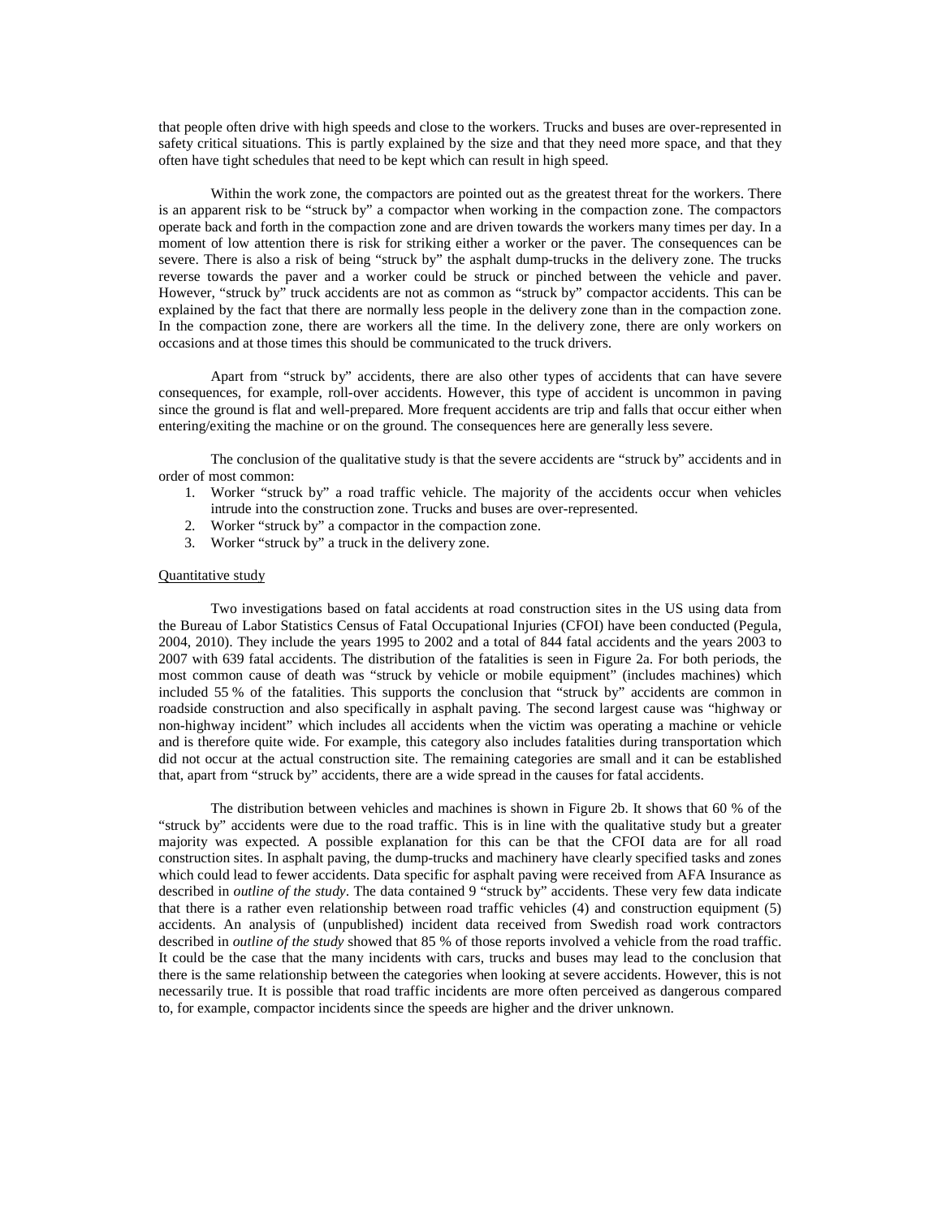that people often drive with high speeds and close to the workers. Trucks and buses are over-represented in safety critical situations. This is partly explained by the size and that they need more space, and that they often have tight schedules that need to be kept which can result in high speed.

Within the work zone, the compactors are pointed out as the greatest threat for the workers. There is an apparent risk to be "struck by" a compactor when working in the compaction zone. The compactors operate back and forth in the compaction zone and are driven towards the workers many times per day. In a moment of low attention there is risk for striking either a worker or the paver. The consequences can be severe. There is also a risk of being "struck by" the asphalt dump-trucks in the delivery zone. The trucks reverse towards the paver and a worker could be struck or pinched between the vehicle and paver. However, "struck by" truck accidents are not as common as "struck by" compactor accidents. This can be explained by the fact that there are normally less people in the delivery zone than in the compaction zone. In the compaction zone, there are workers all the time. In the delivery zone, there are only workers on occasions and at those times this should be communicated to the truck drivers.

Apart from "struck by" accidents, there are also other types of accidents that can have severe consequences, for example, roll-over accidents. However, this type of accident is uncommon in paving since the ground is flat and well-prepared. More frequent accidents are trip and falls that occur either when entering/exiting the machine or on the ground. The consequences here are generally less severe.

The conclusion of the qualitative study is that the severe accidents are "struck by" accidents and in order of most common:

1. Worker "struck by" a road traffic vehicle. The majority of the accidents occur when vehicles intrude into the construction zone. Trucks and buses are over-represented.
2. Worker "struck by" a compactor in the compaction zone.
3. Worker "struck by" a truck in the delivery zone.

Quantitative study

Two investigations based on fatal accidents at road construction sites in the US using data from the Bureau of Labor Statistics Census of Fatal Occupational Injuries (CFOI) have been conducted (Pegula, 2004, 2010). They include the years 1995 to 2002 and a total of 844 fatal accidents and the years 2003 to 2007 with 639 fatal accidents. The distribution of the fatalities is seen in Figure 2a. For both periods, the most common cause of death was "struck by vehicle or mobile equipment" (includes machines) which included 55 % of the fatalities. This supports the conclusion that "struck by" accidents are common in roadside construction and also specifically in asphalt paving. The second largest cause was "highway or non-highway incident" which includes all accidents when the victim was operating a machine or vehicle and is therefore quite wide. For example, this category also includes fatalities during transportation which did not occur at the actual construction site. The remaining categories are small and it can be established that, apart from "struck by" accidents, there are a wide spread in the causes for fatal accidents.

The distribution between vehicles and machines is shown in Figure 2b. It shows that 60 % of the "struck by" accidents were due to the road traffic. This is in line with the qualitative study but a greater majority was expected. A possible explanation for this can be that the CFOI data are for all road construction sites. In asphalt paving, the dump-trucks and machinery have clearly specified tasks and zones which could lead to fewer accidents. Data specific for asphalt paving were received from AFA Insurance as described in *outline of the study*. The data contained 9 "struck by" accidents. These very few data indicate that there is a rather even relationship between road traffic vehicles (4) and construction equipment (5) accidents. An analysis of (unpublished) incident data received from Swedish road work contractors described in *outline of the study* showed that 85 % of those reports involved a vehicle from the road traffic. It could be the case that the many incidents with cars, trucks and buses may lead to the conclusion that there is the same relationship between the categories when looking at severe accidents. However, this is not necessarily true. It is possible that road traffic incidents are more often perceived as dangerous compared to, for example, compactor incidents since the speeds are higher and the driver unknown.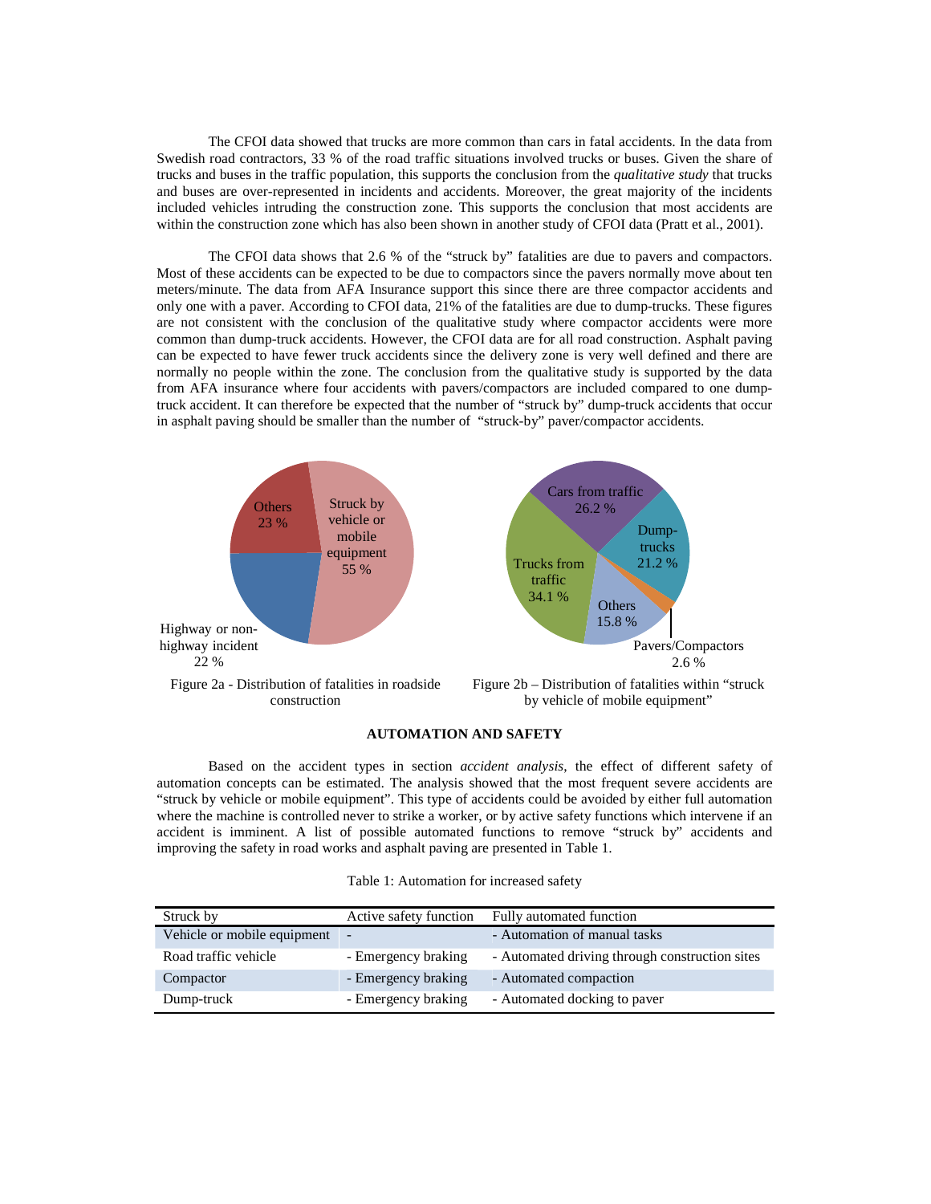The CFOI data showed that trucks are more common than cars in fatal accidents. In the data from Swedish road contractors, 33 % of the road traffic situations involved trucks or buses. Given the share of trucks and buses in the traffic population, this supports the conclusion from the *qualitative study* that trucks and buses are over-represented in incidents and accidents. Moreover, the great majority of the incidents included vehicles intruding the construction zone. This supports the conclusion that most accidents are within the construction zone which has also been shown in another study of CFOI data (Pratt et al., 2001).

The CFOI data shows that 2.6 % of the "struck by" fatalities are due to pavers and compactors. Most of these accidents can be expected to be due to compactors since the pavers normally move about ten meters/minute. The data from AFA Insurance support this since there are three compactor accidents and only one with a paver. According to CFOI data, 21% of the fatalities are due to dump-trucks. These figures are not consistent with the conclusion of the qualitative study where compactor accidents were more common than dump-truck accidents. However, the CFOI data are for all road construction. Asphalt paving can be expected to have fewer truck accidents since the delivery zone is very well defined and there are normally no people within the zone. The conclusion from the qualitative study is supported by the data from AFA insurance where four accidents with pavers/compactors are included compared to one dump-truck accident. It can therefore be expected that the number of "struck by" dump-truck accidents that occur in asphalt paving should be smaller than the number of "struck-by" paver/compactor accidents.

Figure 2a - Distribution of fatalities in roadside construction

Figure 2b – Distribution of fatalities within "struck by vehicle of mobile equipment"

## AUTOMATION AND SAFETY

Based on the accident types in section *accident analysis*, the effect of different safety of automation concepts can be estimated. The analysis showed that the most frequent severe accidents are "struck by vehicle or mobile equipment". This type of accidents could be avoided by either full automation where the machine is controlled never to strike a worker, or by active safety functions which intervene if an accident is imminent. A list of possible automated functions to remove "struck by" accidents and improving the safety in road works and asphalt paving are presented in Table 1.

Table 1: Automation for increased safety

| Struck by | Active safety function | Fully automated function |
|---|---|---|
| Vehicle or mobile equipment | - | - Automation of manual tasks |
| Road traffic vehicle | - Emergency braking | - Automated driving through construction sites |
| Compactor | - Emergency braking | - Automated compaction |
| Dump-truck | - Emergency braking | - Automated docking to paver |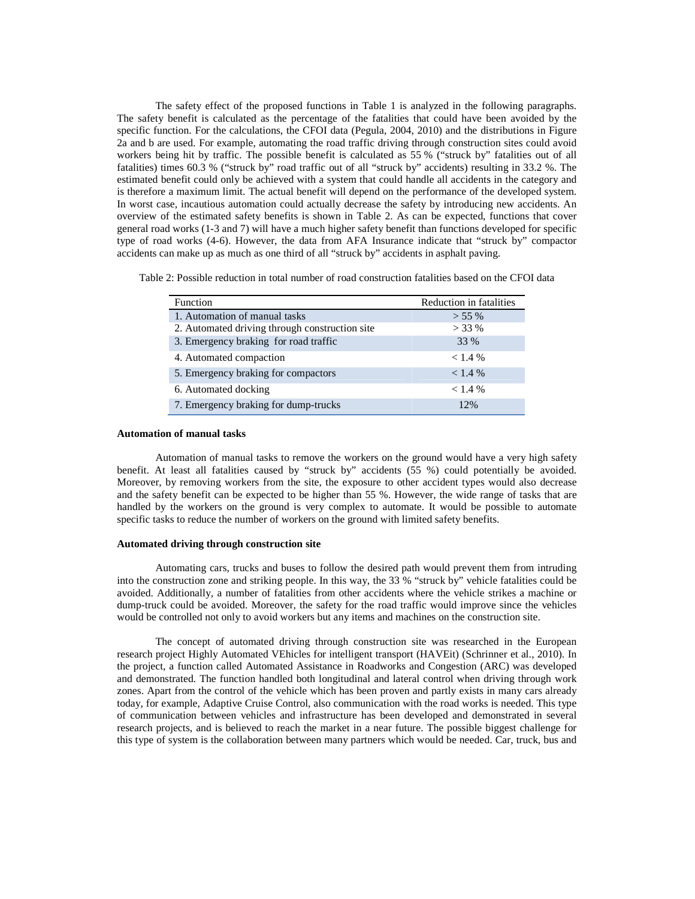The safety effect of the proposed functions in Table 1 is analyzed in the following paragraphs. The safety benefit is calculated as the percentage of the fatalities that could have been avoided by the specific function. For the calculations, the CFOI data (Pegula, 2004, 2010) and the distributions in Figure 2a and b are used. For example, automating the road traffic driving through construction sites could avoid workers being hit by traffic. The possible benefit is calculated as 55 % ("struck by" fatalities out of all fatalities) times 60.3 % ("struck by" road traffic out of all "struck by" accidents) resulting in 33.2 %. The estimated benefit could only be achieved with a system that could handle all accidents in the category and is therefore a maximum limit. The actual benefit will depend on the performance of the developed system. In worst case, incautious automation could actually decrease the safety by introducing new accidents. An overview of the estimated safety benefits is shown in Table 2. As can be expected, functions that cover general road works (1-3 and 7) will have a much higher safety benefit than functions developed for specific type of road works (4-6). However, the data from AFA Insurance indicate that "struck by" compactor accidents can make up as much as one third of all "struck by" accidents in asphalt paving.

Table 2: Possible reduction in total number of road construction fatalities based on the CFOI data

| Function | Reduction in fatalities |
|---|---|
| 1. Automation of manual tasks | > 55 % |
| 2. Automated driving through construction site | > 33 % |
| 3. Emergency braking for road traffic | 33 % |
| 4. Automated compaction | < 1.4 % |
| 5. Emergency braking for compactors | < 1.4 % |
| 6. Automated docking | < 1.4 % |
| 7. Emergency braking for dump-trucks | 12% |

**Automation of manual tasks**

Automation of manual tasks to remove the workers on the ground would have a very high safety benefit. At least all fatalities caused by "struck by" accidents (55 %) could potentially be avoided. Moreover, by removing workers from the site, the exposure to other accident types would also decrease and the safety benefit can be expected to be higher than 55 %. However, the wide range of tasks that are handled by the workers on the ground is very complex to automate. It would be possible to automate specific tasks to reduce the number of workers on the ground with limited safety benefits.

**Automated driving through construction site**

Automating cars, trucks and buses to follow the desired path would prevent them from intruding into the construction zone and striking people. In this way, the 33 % "struck by" vehicle fatalities could be avoided. Additionally, a number of fatalities from other accidents where the vehicle strikes a machine or dump-truck could be avoided. Moreover, the safety for the road traffic would improve since the vehicles would be controlled not only to avoid workers but any items and machines on the construction site.

The concept of automated driving through construction site was researched in the European research project Highly Automated VEhicles for intelligent transport (HAVEit) (Schrinner et al., 2010). In the project, a function called Automated Assistance in Roadworks and Congestion (ARC) was developed and demonstrated. The function handled both longitudinal and lateral control when driving through work zones. Apart from the control of the vehicle which has been proven and partly exists in many cars already today, for example, Adaptive Cruise Control, also communication with the road works is needed. This type of communication between vehicles and infrastructure has been developed and demonstrated in several research projects, and is believed to reach the market in a near future. The possible biggest challenge for this type of system is the collaboration between many partners which would be needed. Car, truck, bus and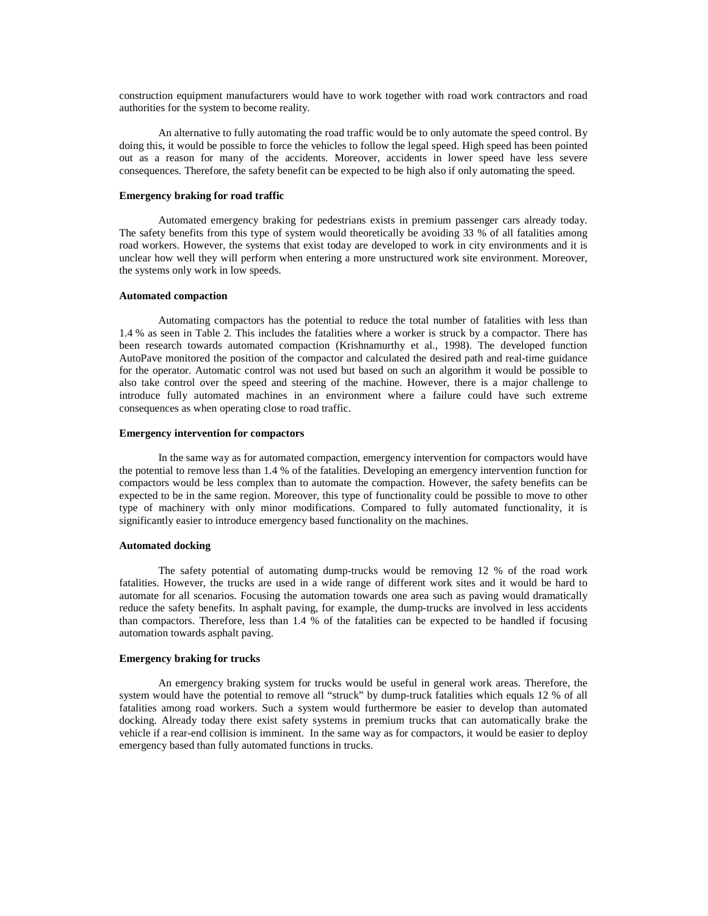construction equipment manufacturers would have to work together with road work contractors and road authorities for the system to become reality.

An alternative to fully automating the road traffic would be to only automate the speed control. By doing this, it would be possible to force the vehicles to follow the legal speed. High speed has been pointed out as a reason for many of the accidents. Moreover, accidents in lower speed have less severe consequences. Therefore, the safety benefit can be expected to be high also if only automating the speed.

**Emergency braking for road traffic**

Automated emergency braking for pedestrians exists in premium passenger cars already today. The safety benefits from this type of system would theoretically be avoiding 33 % of all fatalities among road workers. However, the systems that exist today are developed to work in city environments and it is unclear how well they will perform when entering a more unstructured work site environment. Moreover, the systems only work in low speeds.

**Automated compaction**

Automating compactors has the potential to reduce the total number of fatalities with less than 1.4 % as seen in Table 2. This includes the fatalities where a worker is struck by a compactor. There has been research towards automated compaction (Krishnamurthy et al., 1998). The developed function AutoPave monitored the position of the compactor and calculated the desired path and real-time guidance for the operator. Automatic control was not used but based on such an algorithm it would be possible to also take control over the speed and steering of the machine. However, there is a major challenge to introduce fully automated machines in an environment where a failure could have such extreme consequences as when operating close to road traffic.

**Emergency intervention for compactors**

In the same way as for automated compaction, emergency intervention for compactors would have the potential to remove less than 1.4 % of the fatalities. Developing an emergency intervention function for compactors would be less complex than to automate the compaction. However, the safety benefits can be expected to be in the same region. Moreover, this type of functionality could be possible to move to other type of machinery with only minor modifications. Compared to fully automated functionality, it is significantly easier to introduce emergency based functionality on the machines.

**Automated docking**

The safety potential of automating dump-trucks would be removing 12 % of the road work fatalities. However, the trucks are used in a wide range of different work sites and it would be hard to automate for all scenarios. Focusing the automation towards one area such as paving would dramatically reduce the safety benefits. In asphalt paving, for example, the dump-trucks are involved in less accidents than compactors. Therefore, less than 1.4 % of the fatalities can be expected to be handled if focusing automation towards asphalt paving.

**Emergency braking for trucks**

An emergency braking system for trucks would be useful in general work areas. Therefore, the system would have the potential to remove all "struck" by dump-truck fatalities which equals 12 % of all fatalities among road workers. Such a system would furthermore be easier to develop than automated docking. Already today there exist safety systems in premium trucks that can automatically brake the vehicle if a rear-end collision is imminent. In the same way as for compactors, it would be easier to deploy emergency based than fully automated functions in trucks.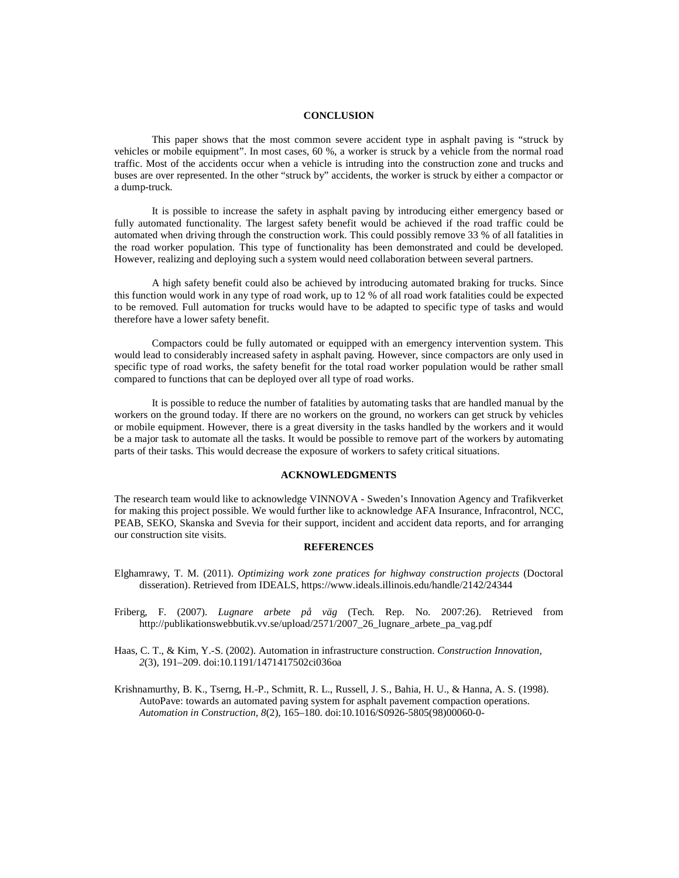## CONCLUSION

This paper shows that the most common severe accident type in asphalt paving is "struck by vehicles or mobile equipment". In most cases, 60 %, a worker is struck by a vehicle from the normal road traffic. Most of the accidents occur when a vehicle is intruding into the construction zone and trucks and buses are over represented. In the other "struck by" accidents, the worker is struck by either a compactor or a dump-truck.

It is possible to increase the safety in asphalt paving by introducing either emergency based or fully automated functionality. The largest safety benefit would be achieved if the road traffic could be automated when driving through the construction work. This could possibly remove 33 % of all fatalities in the road worker population. This type of functionality has been demonstrated and could be developed. However, realizing and deploying such a system would need collaboration between several partners.

A high safety benefit could also be achieved by introducing automated braking for trucks. Since this function would work in any type of road work, up to 12 % of all road work fatalities could be expected to be removed. Full automation for trucks would have to be adapted to specific type of tasks and would therefore have a lower safety benefit.

Compactors could be fully automated or equipped with an emergency intervention system. This would lead to considerably increased safety in asphalt paving. However, since compactors are only used in specific type of road works, the safety benefit for the total road worker population would be rather small compared to functions that can be deployed over all type of road works.

It is possible to reduce the number of fatalities by automating tasks that are handled manual by the workers on the ground today. If there are no workers on the ground, no workers can get struck by vehicles or mobile equipment. However, there is a great diversity in the tasks handled by the workers and it would be a major task to automate all the tasks. It would be possible to remove part of the workers by automating parts of their tasks. This would decrease the exposure of workers to safety critical situations.

## ACKNOWLEDGMENTS

The research team would like to acknowledge VINNOVA - Sweden's Innovation Agency and Trafikverket for making this project possible. We would further like to acknowledge AFA Insurance, Infracontrol, NCC, PEAB, SEKO, Skanska and Svevia for their support, incident and accident data reports, and for arranging our construction site visits.

## REFERENCES

Elghamrawy, T. M. (2011). *Optimizing work zone pratices for highway construction projects* (Doctoral disseration). Retrieved from IDEALS, https://www.ideals.illinois.edu/handle/2142/24344

Friberg, F. (2007). *Lugnare arbete på väg* (Tech. Rep. No. 2007:26). Retrieved from http://publikationswebbutik.vv.se/upload/2571/2007_26_lugnare_arbete_pa_vag.pdf

Haas, C. T., & Kim, Y.-S. (2002). Automation in infrastructure construction. *Construction Innovation*, *2*(3), 191–209. doi:10.1191/1471417502ci036oa

Krishnamurthy, B. K., Tserng, H.-P., Schmitt, R. L., Russell, J. S., Bahia, H. U., & Hanna, A. S. (1998). AutoPave: towards an automated paving system for asphalt pavement compaction operations. *Automation in Construction*, *8*(2), 165–180. doi:10.1016/S0926-5805(98)00060-0-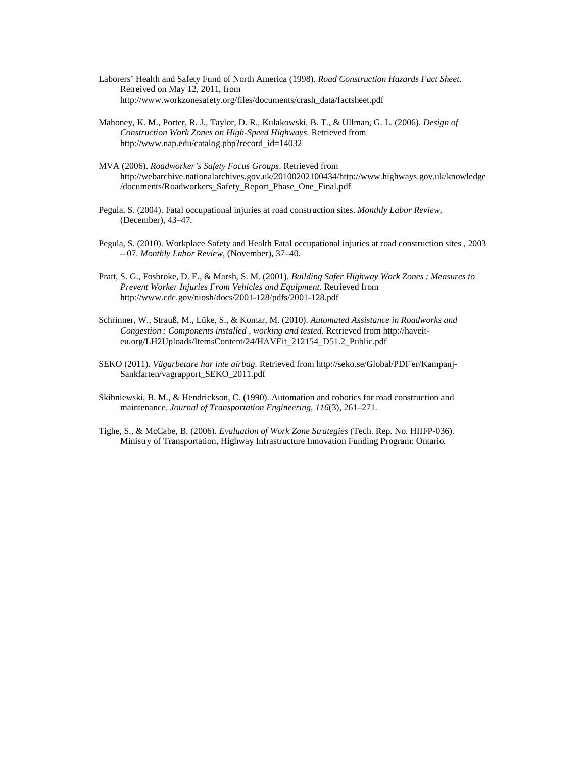Laborers' Health and Safety Fund of North America (1998). *Road Construction Hazards Fact Sheet*. Retreived on May 12, 2011, from http://www.workzonesafety.org/files/documents/crash_data/factsheet.pdf

Mahoney, K. M., Porter, R. J., Taylor, D. R., Kulakowski, B. T., & Ullman, G. L. (2006). *Design of Construction Work Zones on High-Speed Highways*. Retrieved from http://www.nap.edu/catalog.php?record_id=14032

MVA (2006). *Roadworker's Safety Focus Groups*. Retrieved from http://webarchive.nationalarchives.gov.uk/20100202100434/http://www.highways.gov.uk/knowledge/documents/Roadworkers_Safety_Report_Phase_One_Final.pdf

Pegula, S. (2004). Fatal occupational injuries at road construction sites. *Monthly Labor Review*, (December), 43–47.

Pegula, S. (2010). Workplace Safety and Health Fatal occupational injuries at road construction sites , 2003 – 07. *Monthly Labor Review*, (November), 37–40.

Pratt, S. G., Fosbroke, D. E., & Marsh, S. M. (2001). *Building Safer Highway Work Zones : Measures to Prevent Worker Injuries From Vehicles and Equipment.* Retrieved from http://www.cdc.gov/niosh/docs/2001-128/pdfs/2001-128.pdf

Schrinner, W., Strauß, M., Lüke, S., & Komar, M. (2010). *Automated Assistance in Roadworks and Congestion : Components installed , working and tested*. Retrieved from http://haveit-eu.org/LH2Uploads/ItemsContent/24/HAVEit_212154_D51.2_Public.pdf

SEKO (2011). *Vägarbetare har inte airbag.* Retrieved from http://seko.se/Global/PDF'er/Kampanj-Sankfarten/vagrapport_SEKO_2011.pdf

Skibniewski, B. M., & Hendrickson, C. (1990). Automation and robotics for road construction and maintenance. *Journal of Transportation Engineering*, *116*(3), 261–271.

Tighe, S., & McCabe, B. (2006). *Evaluation of Work Zone Strategies* (Tech. Rep. No. HIIFP-036). Ministry of Transportation, Highway Infrastructure Innovation Funding Program: Ontario.